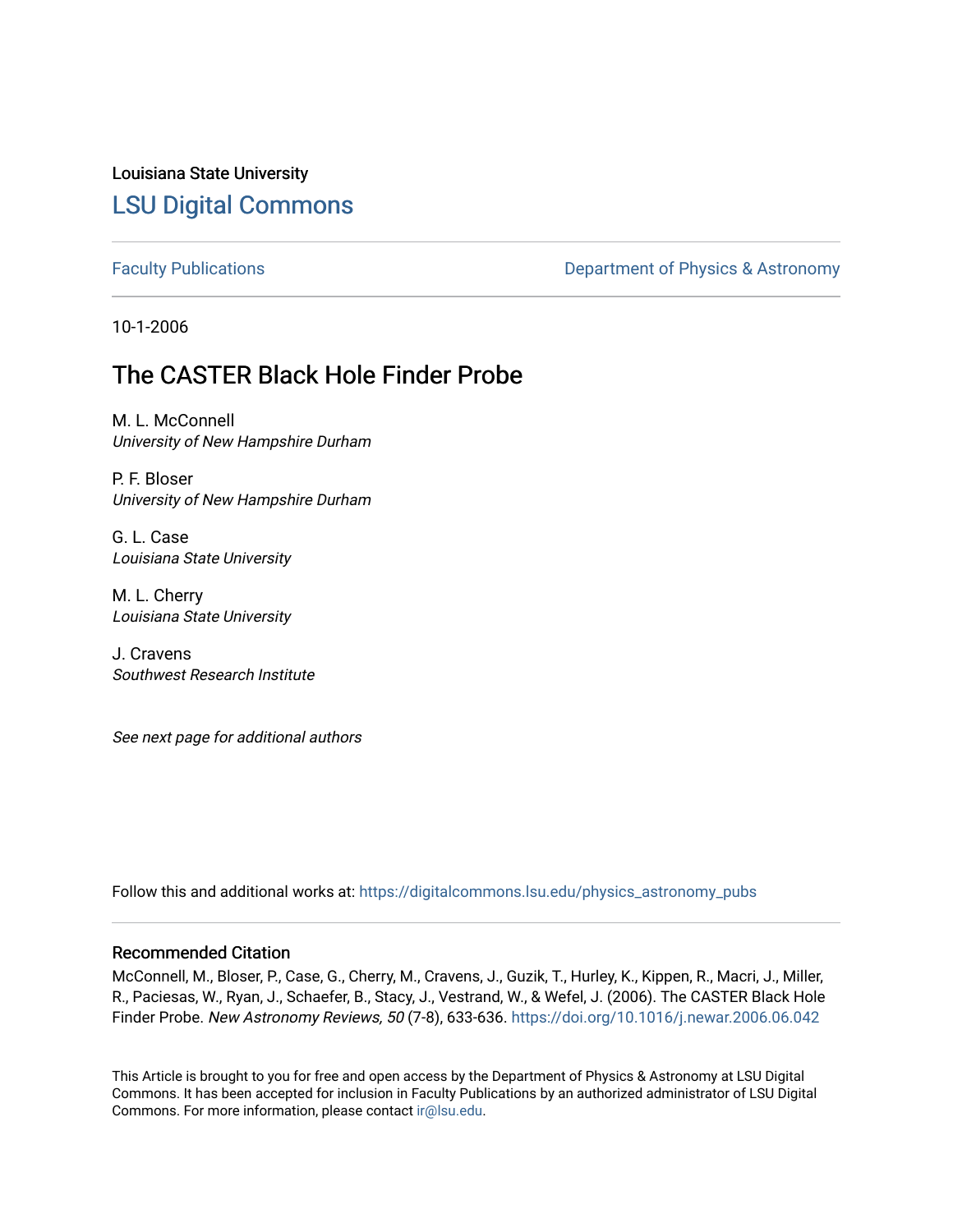Louisiana State University

# LSU Digital Commons

Faculty Publications

Department of Physics & Astronomy

10-1-2006

## The CASTER Black Hole Finder Probe

M. L. McConnell
*University of New Hampshire Durham*

P. F. Bloser
*University of New Hampshire Durham*

G. L. Case
*Louisiana State University*

M. L. Cherry
*Louisiana State University*

J. Cravens
*Southwest Research Institute*

*See next page for additional authors*

Follow this and additional works at: https://digitalcommons.lsu.edu/physics_astronomy_pubs

### Recommended Citation

McConnell, M., Bloser, P., Case, G., Cherry, M., Cravens, J., Guzik, T., Hurley, K., Kippen, R., Macri, J., Miller, R., Paciesas, W., Ryan, J., Schaefer, B., Stacy, J., Vestrand, W., & Wefel, J. (2006). The CASTER Black Hole Finder Probe. *New Astronomy Reviews, 50* (7-8), 633-636. https://doi.org/10.1016/j.newar.2006.06.042

This Article is brought to you for free and open access by the Department of Physics & Astronomy at LSU Digital Commons. It has been accepted for inclusion in Faculty Publications by an authorized administrator of LSU Digital Commons. For more information, please contact ir@lsu.edu.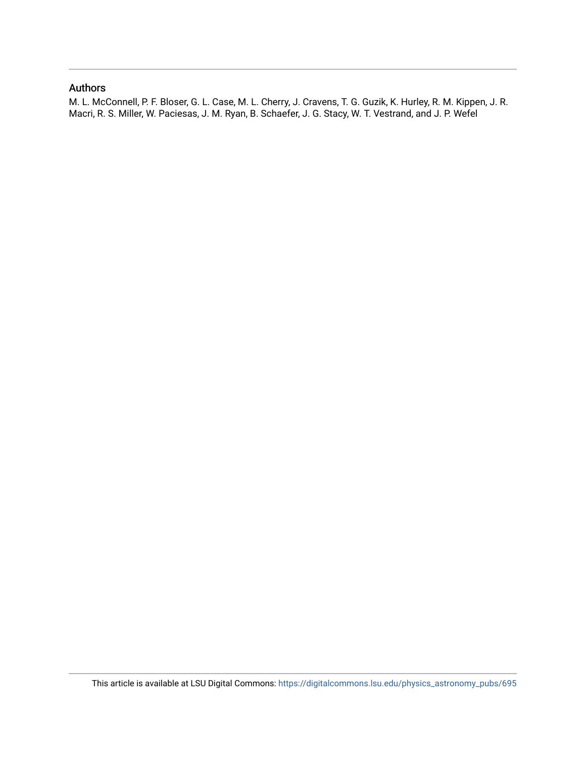## Authors

M. L. McConnell, P. F. Bloser, G. L. Case, M. L. Cherry, J. Cravens, T. G. Guzik, K. Hurley, R. M. Kippen, J. R. Macri, R. S. Miller, W. Paciesas, J. M. Ryan, B. Schaefer, J. G. Stacy, W. T. Vestrand, and J. P. Wefel

This article is available at LSU Digital Commons: https://digitalcommons.lsu.edu/physics_astronomy_pubs/695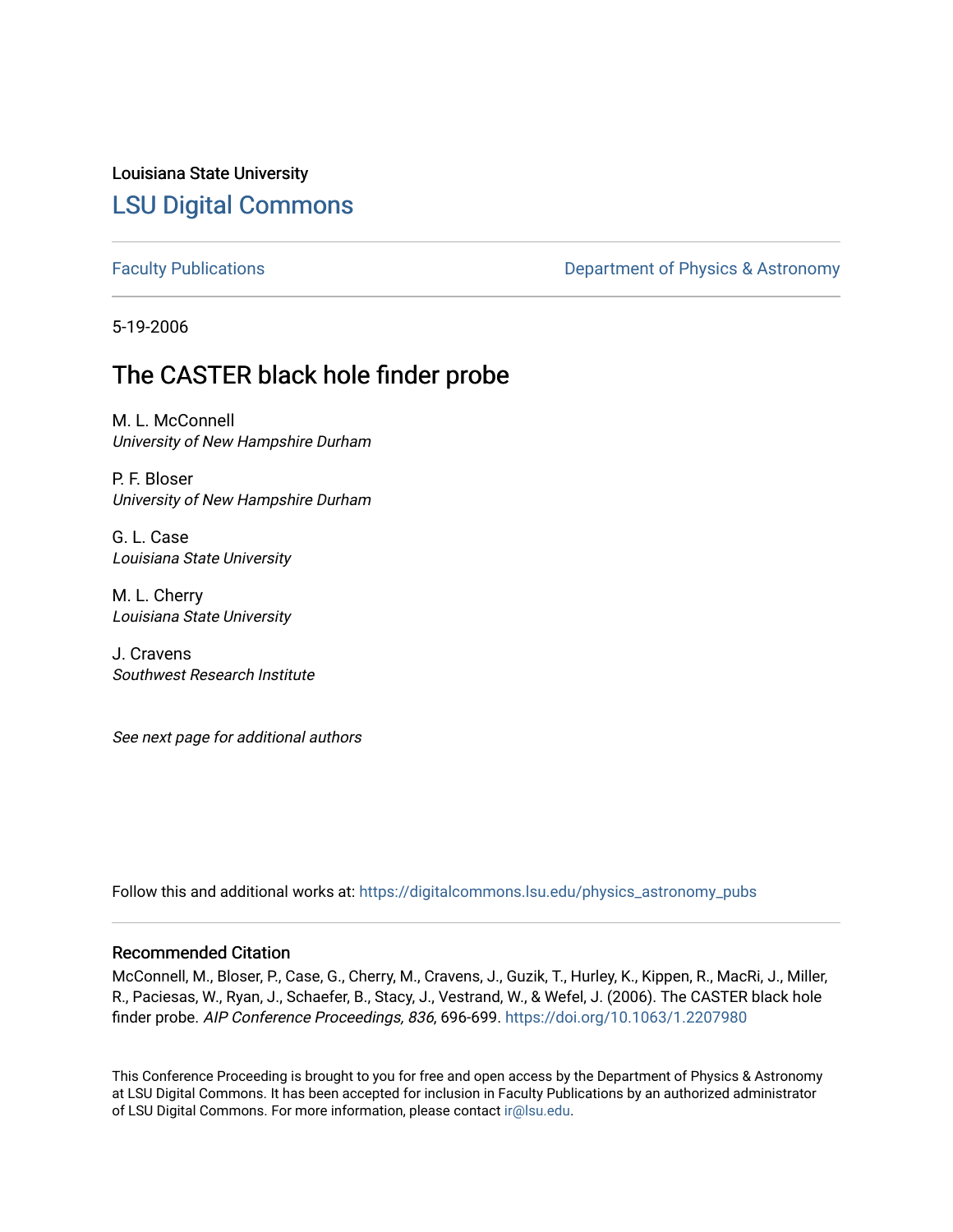Louisiana State University

# LSU Digital Commons

Faculty Publications

Department of Physics & Astronomy

5-19-2006

## The CASTER black hole finder probe

M. L. McConnell
*University of New Hampshire Durham*

P. F. Bloser
*University of New Hampshire Durham*

G. L. Case
*Louisiana State University*

M. L. Cherry
*Louisiana State University*

J. Cravens
*Southwest Research Institute*

*See next page for additional authors*

Follow this and additional works at: https://digitalcommons.lsu.edu/physics_astronomy_pubs

### Recommended Citation

McConnell, M., Bloser, P., Case, G., Cherry, M., Cravens, J., Guzik, T., Hurley, K., Kippen, R., MacRi, J., Miller, R., Paciesas, W., Ryan, J., Schaefer, B., Stacy, J., Vestrand, W., & Wefel, J. (2006). The CASTER black hole finder probe. *AIP Conference Proceedings, 836*, 696-699. https://doi.org/10.1063/1.2207980

This Conference Proceeding is brought to you for free and open access by the Department of Physics & Astronomy at LSU Digital Commons. It has been accepted for inclusion in Faculty Publications by an authorized administrator of LSU Digital Commons. For more information, please contact ir@lsu.edu.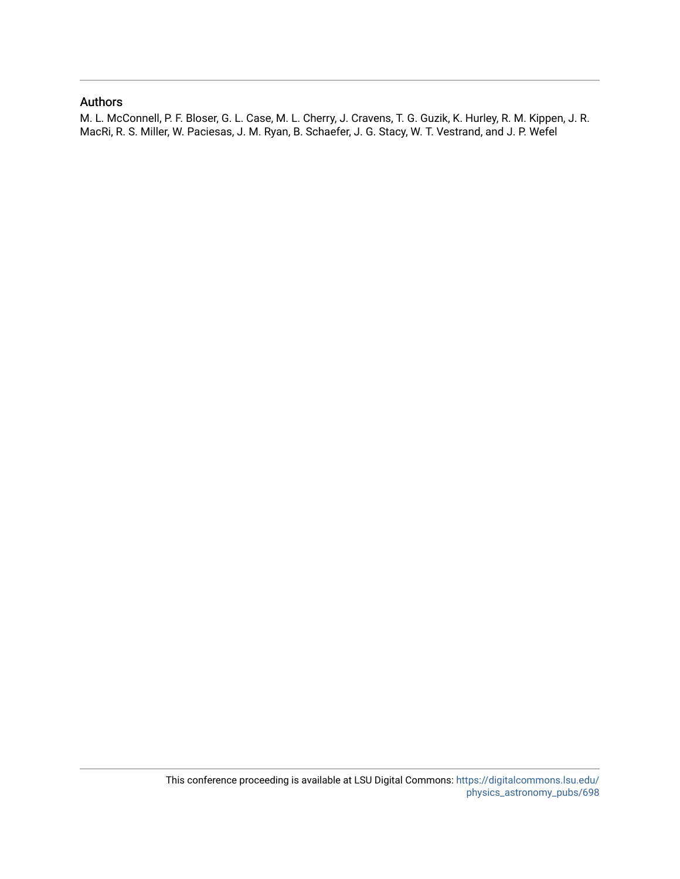## Authors

M. L. McConnell, P. F. Bloser, G. L. Case, M. L. Cherry, J. Cravens, T. G. Guzik, K. Hurley, R. M. Kippen, J. R. MacRi, R. S. Miller, W. Paciesas, J. M. Ryan, B. Schaefer, J. G. Stacy, W. T. Vestrand, and J. P. Wefel

This conference proceeding is available at LSU Digital Commons: https://digitalcommons.lsu.edu/physics_astronomy_pubs/698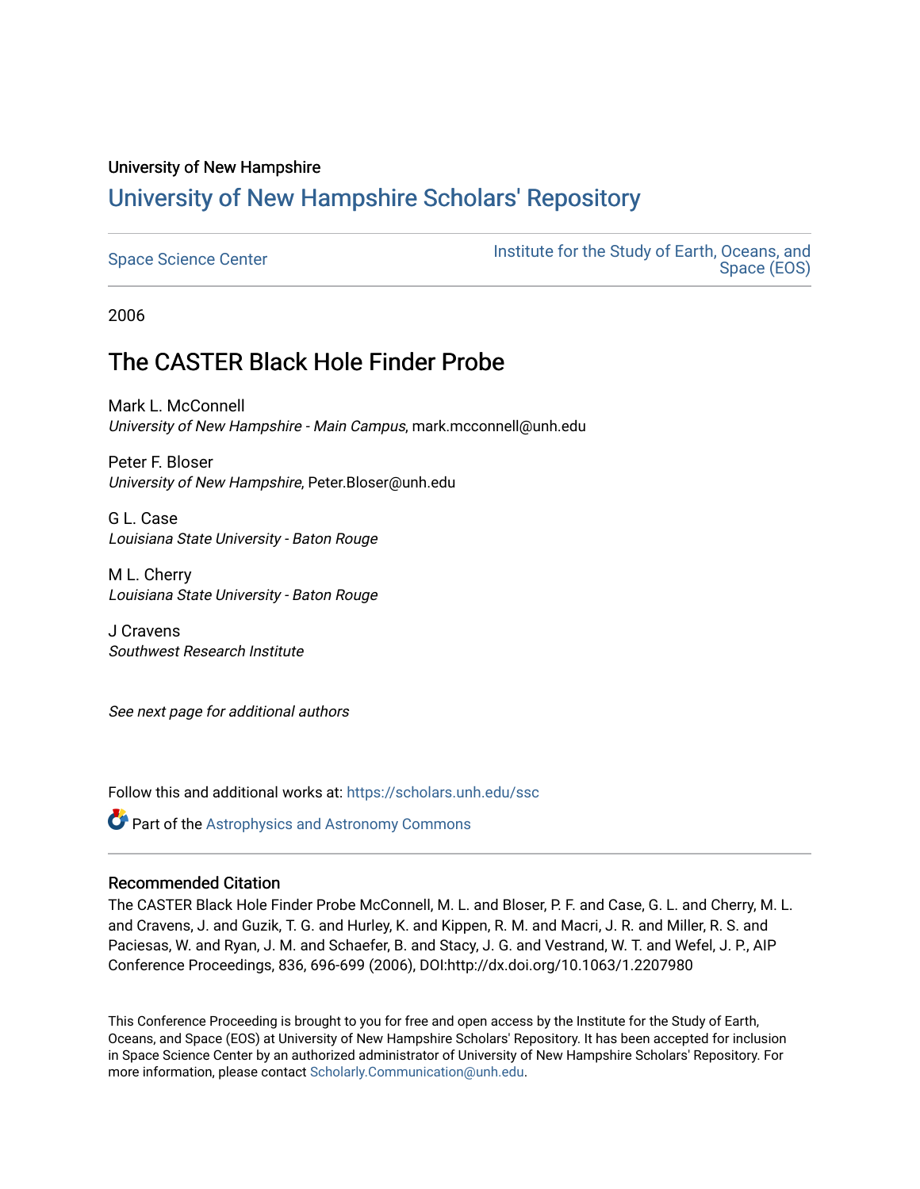University of New Hampshire

# [University of New Hampshire Scholars' Repository](https://scholars.unh.edu/)

[Space Science Center](https://scholars.unh.edu/ssc) | [Institute for the Study of Earth, Oceans, and Space (EOS)](https://scholars.unh.edu/eos)

2006

## The CASTER Black Hole Finder Probe

Mark L. McConnell
*University of New Hampshire - Main Campus*, mark.mcconnell@unh.edu

Peter F. Bloser
*University of New Hampshire*, Peter.Bloser@unh.edu

G L. Case
*Louisiana State University - Baton Rouge*

M L. Cherry
*Louisiana State University - Baton Rouge*

J Cravens
*Southwest Research Institute*

*See next page for additional authors*

Follow this and additional works at: https://scholars.unh.edu/ssc

Part of the [Astrophysics and Astronomy Commons](https://network.bepress.com/hgg/discipline/123)

### Recommended Citation

The CASTER Black Hole Finder Probe McConnell, M. L. and Bloser, P. F. and Case, G. L. and Cherry, M. L. and Cravens, J. and Guzik, T. G. and Hurley, K. and Kippen, R. M. and Macri, J. R. and Miller, R. S. and Paciesas, W. and Ryan, J. M. and Schaefer, B. and Stacy, J. G. and Vestrand, W. T. and Wefel, J. P., AIP Conference Proceedings, 836, 696-699 (2006), DOI:http://dx.doi.org/10.1063/1.2207980

This Conference Proceeding is brought to you for free and open access by the Institute for the Study of Earth, Oceans, and Space (EOS) at University of New Hampshire Scholars' Repository. It has been accepted for inclusion in Space Science Center by an authorized administrator of University of New Hampshire Scholars' Repository. For more information, please contact Scholarly.Communication@unh.edu.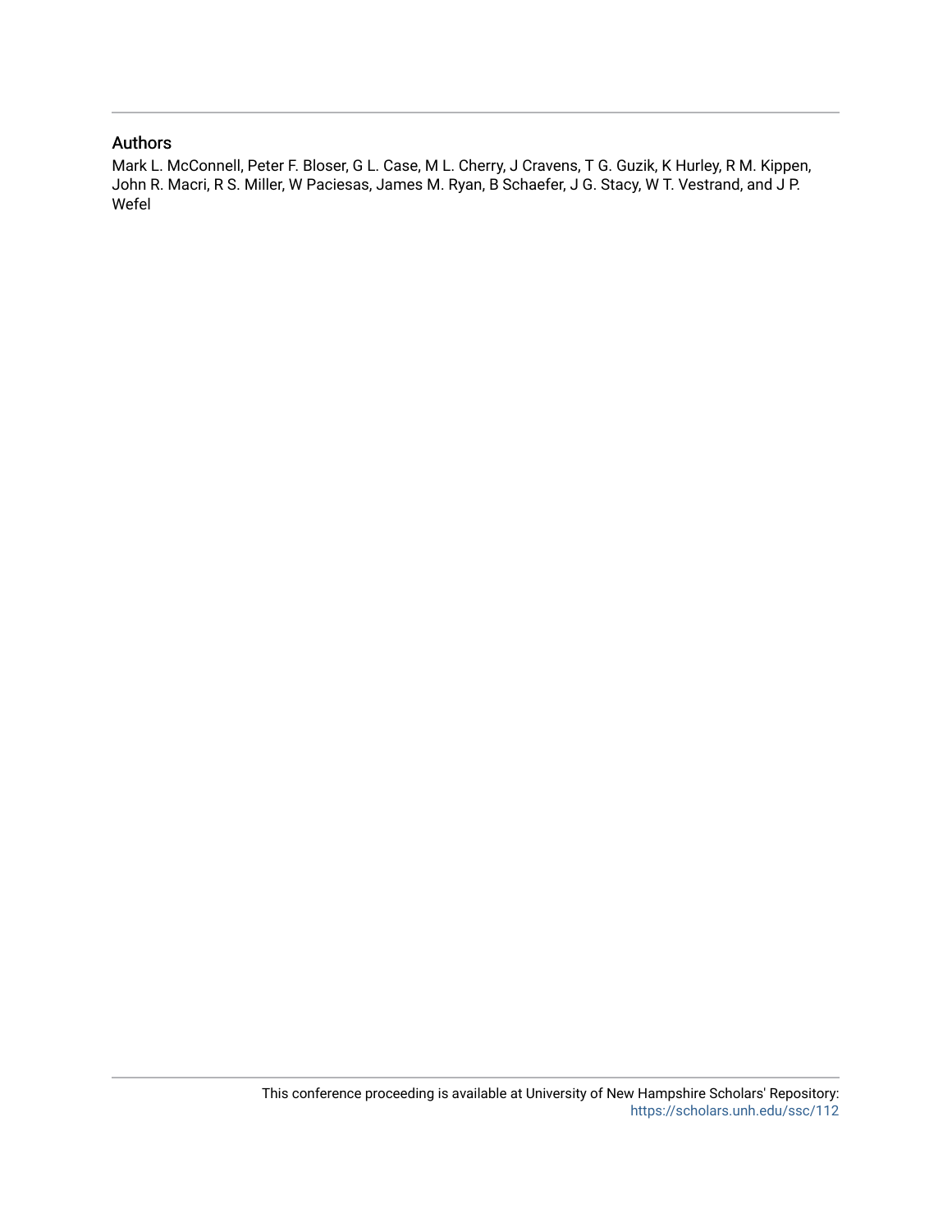## Authors

Mark L. McConnell, Peter F. Bloser, G L. Case, M L. Cherry, J Cravens, T G. Guzik, K Hurley, R M. Kippen, John R. Macri, R S. Miller, W Paciesas, James M. Ryan, B Schaefer, J G. Stacy, W T. Vestrand, and J P. Wefel

This conference proceeding is available at University of New Hampshire Scholars' Repository: https://scholars.unh.edu/ssc/112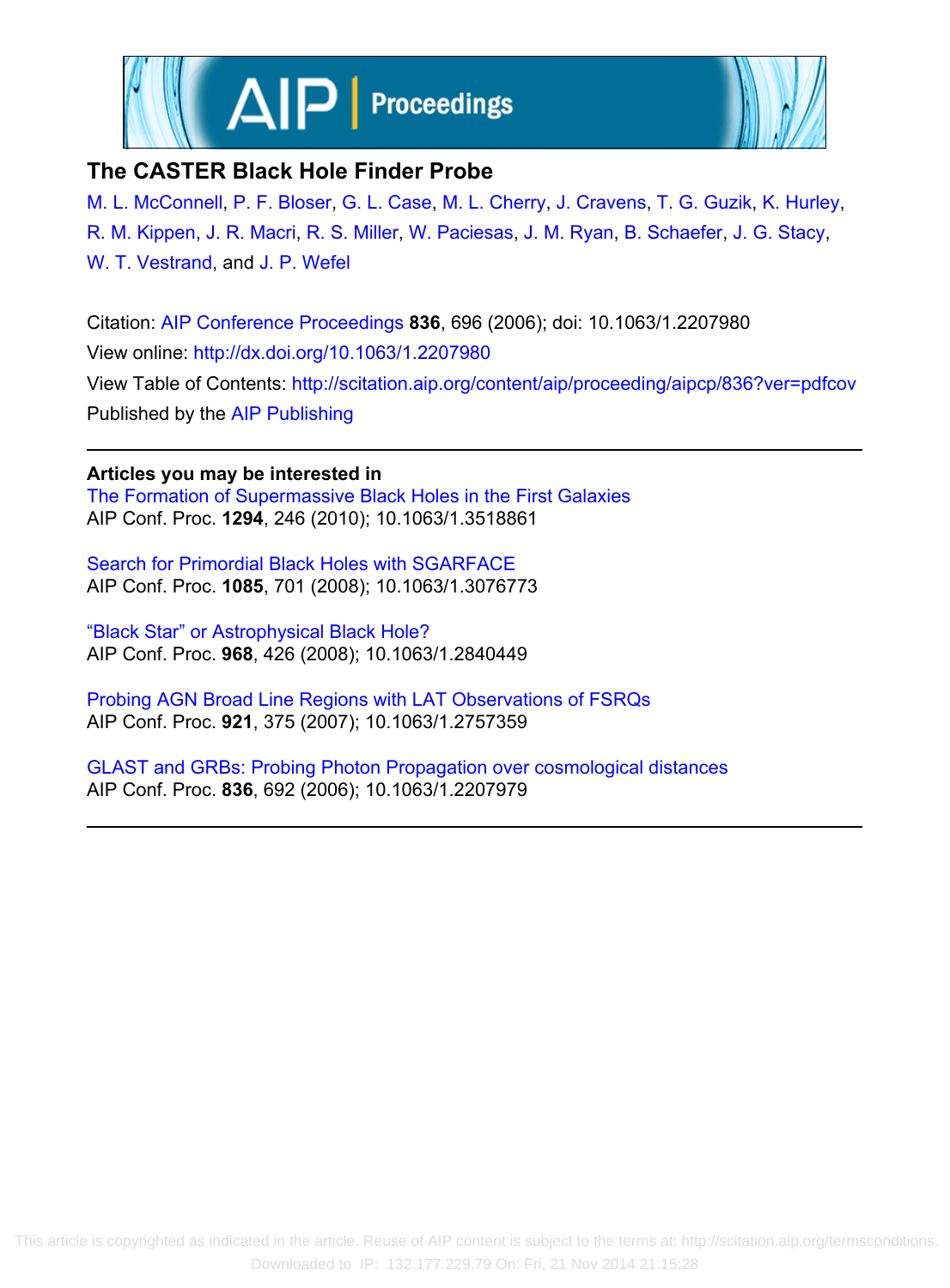# The CASTER Black Hole Finder Probe

M. L. McConnell, P. F. Bloser, G. L. Case, M. L. Cherry, J. Cravens, T. G. Guzik, K. Hurley, R. M. Kippen, J. R. Macri, R. S. Miller, W. Paciesas, J. M. Ryan, B. Schaefer, J. G. Stacy, W. T. Vestrand, and J. P. Wefel

Citation: AIP Conference Proceedings **836**, 696 (2006); doi: 10.1063/1.2207980

View online: http://dx.doi.org/10.1063/1.2207980

View Table of Contents: http://scitation.aip.org/content/aip/proceeding/aipcp/836?ver=pdfcov

Published by the AIP Publishing

---

**Articles you may be interested in**

The Formation of Supermassive Black Holes in the First Galaxies
AIP Conf. Proc. **1294**, 246 (2010); 10.1063/1.3518861

Search for Primordial Black Holes with SGARFACE
AIP Conf. Proc. **1085**, 701 (2008); 10.1063/1.3076773

"Black Star" or Astrophysical Black Hole?
AIP Conf. Proc. **968**, 426 (2008); 10.1063/1.2840449

Probing AGN Broad Line Regions with LAT Observations of FSRQs
AIP Conf. Proc. **921**, 375 (2007); 10.1063/1.2757359

GLAST and GRBs: Probing Photon Propagation over cosmological distances
AIP Conf. Proc. **836**, 692 (2006); 10.1063/1.2207979

---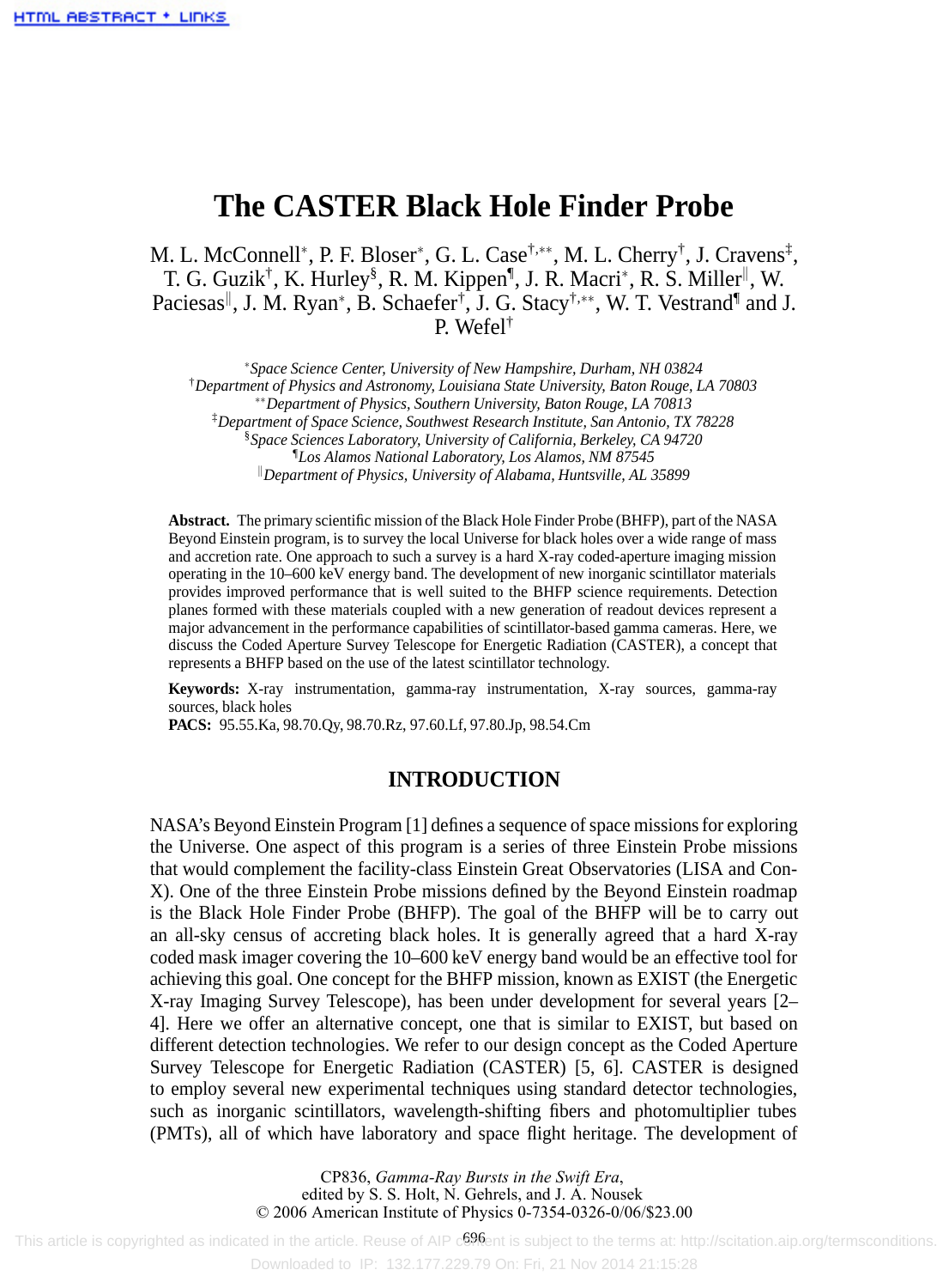# The CASTER Black Hole Finder Probe

M. L. McConnell[*], P. F. Bloser[*], G. L. Case[†,**], M. L. Cherry[†], J. Cravens[‡], T. G. Guzik[†], K. Hurley[§], R. M. Kippen[¶], J. R. Macri[*], R. S. Miller[‖], W. Paciesas[‖], J. M. Ryan[*], B. Schaefer[†], J. G. Stacy[†,**], W. T. Vestrand[¶] and J. P. Wefel[†]

[*]*Space Science Center, University of New Hampshire, Durham, NH 03824*
[†]*Department of Physics and Astronomy, Louisiana State University, Baton Rouge, LA 70803*
[**]*Department of Physics, Southern University, Baton Rouge, LA 70813*
[‡]*Department of Space Science, Southwest Research Institute, San Antonio, TX 78228*
[§]*Space Sciences Laboratory, University of California, Berkeley, CA 94720*
[¶]*Los Alamos National Laboratory, Los Alamos, NM 87545*
[‖]*Department of Physics, University of Alabama, Huntsville, AL 35899*

**Abstract.** The primary scientific mission of the Black Hole Finder Probe (BHFP), part of the NASA Beyond Einstein program, is to survey the local Universe for black holes over a wide range of mass and accretion rate. One approach to such a survey is a hard X-ray coded-aperture imaging mission operating in the 10–600 keV energy band. The development of new inorganic scintillator materials provides improved performance that is well suited to the BHFP science requirements. Detection planes formed with these materials coupled with a new generation of readout devices represent a major advancement in the performance capabilities of scintillator-based gamma cameras. Here, we discuss the Coded Aperture Survey Telescope for Energetic Radiation (CASTER), a concept that represents a BHFP based on the use of the latest scintillator technology.

**Keywords:** X-ray instrumentation, gamma-ray instrumentation, X-ray sources, gamma-ray sources, black holes
**PACS:** 95.55.Ka, 98.70.Qy, 98.70.Rz, 97.60.Lf, 97.80.Jp, 98.54.Cm

## INTRODUCTION

NASA's Beyond Einstein Program [1] defines a sequence of space missions for exploring the Universe. One aspect of this program is a series of three Einstein Probe missions that would complement the facility-class Einstein Great Observatories (LISA and Con-X). One of the three Einstein Probe missions defined by the Beyond Einstein roadmap is the Black Hole Finder Probe (BHFP). The goal of the BHFP will be to carry out an all-sky census of accreting black holes. It is generally agreed that a hard X-ray coded mask imager covering the 10–600 keV energy band would be an effective tool for achieving this goal. One concept for the BHFP mission, known as EXIST (the Energetic X-ray Imaging Survey Telescope), has been under development for several years [2–4]. Here we offer an alternative concept, one that is similar to EXIST, but based on different detection technologies. We refer to our design concept as the Coded Aperture Survey Telescope for Energetic Radiation (CASTER) [5, 6]. CASTER is designed to employ several new experimental techniques using standard detector technologies, such as inorganic scintillators, wavelength-shifting fibers and photomultiplier tubes (PMTs), all of which have laboratory and space flight heritage. The development of

CP836, *Gamma-Ray Bursts in the Swift Era*,
edited by S. S. Holt, N. Gehrels, and J. A. Nousek
© 2006 American Institute of Physics 0-7354-0326-0/06/$23.00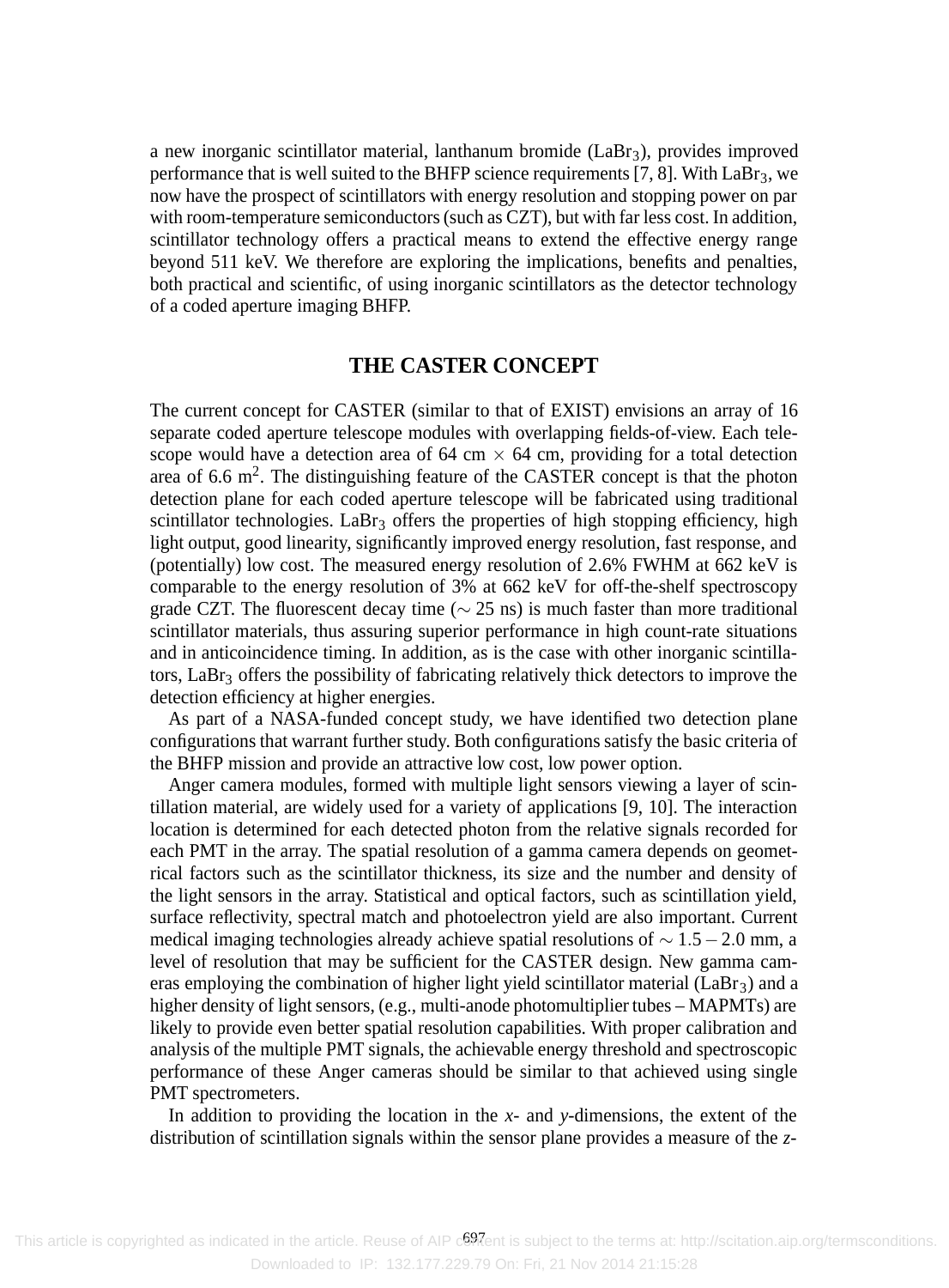a new inorganic scintillator material, lanthanum bromide ($LaBr_3$), provides improved performance that is well suited to the BHFP science requirements [7, 8]. With $LaBr_3$, we now have the prospect of scintillators with energy resolution and stopping power on par with room-temperature semiconductors (such as CZT), but with far less cost. In addition, scintillator technology offers a practical means to extend the effective energy range beyond 511 keV. We therefore are exploring the implications, benefits and penalties, both practical and scientific, of using inorganic scintillators as the detector technology of a coded aperture imaging BHFP.

## THE CASTER CONCEPT

The current concept for CASTER (similar to that of EXIST) envisions an array of 16 separate coded aperture telescope modules with overlapping fields-of-view. Each telescope would have a detection area of 64 cm $\times$ 64 cm, providing for a total detection area of 6.6 $m^2$. The distinguishing feature of the CASTER concept is that the photon detection plane for each coded aperture telescope will be fabricated using traditional scintillator technologies. $LaBr_3$ offers the properties of high stopping efficiency, high light output, good linearity, significantly improved energy resolution, fast response, and (potentially) low cost. The measured energy resolution of 2.6% FWHM at 662 keV is comparable to the energy resolution of 3% at 662 keV for off-the-shelf spectroscopy grade CZT. The fluorescent decay time ($\sim$ 25 ns) is much faster than more traditional scintillator materials, thus assuring superior performance in high count-rate situations and in anticoincidence timing. In addition, as is the case with other inorganic scintillators, $LaBr_3$ offers the possibility of fabricating relatively thick detectors to improve the detection efficiency at higher energies.

As part of a NASA-funded concept study, we have identified two detection plane configurations that warrant further study. Both configurations satisfy the basic criteria of the BHFP mission and provide an attractive low cost, low power option.

Anger camera modules, formed with multiple light sensors viewing a layer of scintillation material, are widely used for a variety of applications [9, 10]. The interaction location is determined for each detected photon from the relative signals recorded for each PMT in the array. The spatial resolution of a gamma camera depends on geometrical factors such as the scintillator thickness, its size and the number and density of the light sensors in the array. Statistical and optical factors, such as scintillation yield, surface reflectivity, spectral match and photoelectron yield are also important. Current medical imaging technologies already achieve spatial resolutions of $\sim 1.5 - 2.0$ mm, a level of resolution that may be sufficient for the CASTER design. New gamma cameras employing the combination of higher light yield scintillator material ($LaBr_3$) and a higher density of light sensors, (e.g., multi-anode photomultiplier tubes – MAPMTs) are likely to provide even better spatial resolution capabilities. With proper calibration and analysis of the multiple PMT signals, the achievable energy threshold and spectroscopic performance of these Anger cameras should be similar to that achieved using single PMT spectrometers.

In addition to providing the location in the *x*- and *y*-dimensions, the extent of the distribution of scintillation signals within the sensor plane provides a measure of the *z*-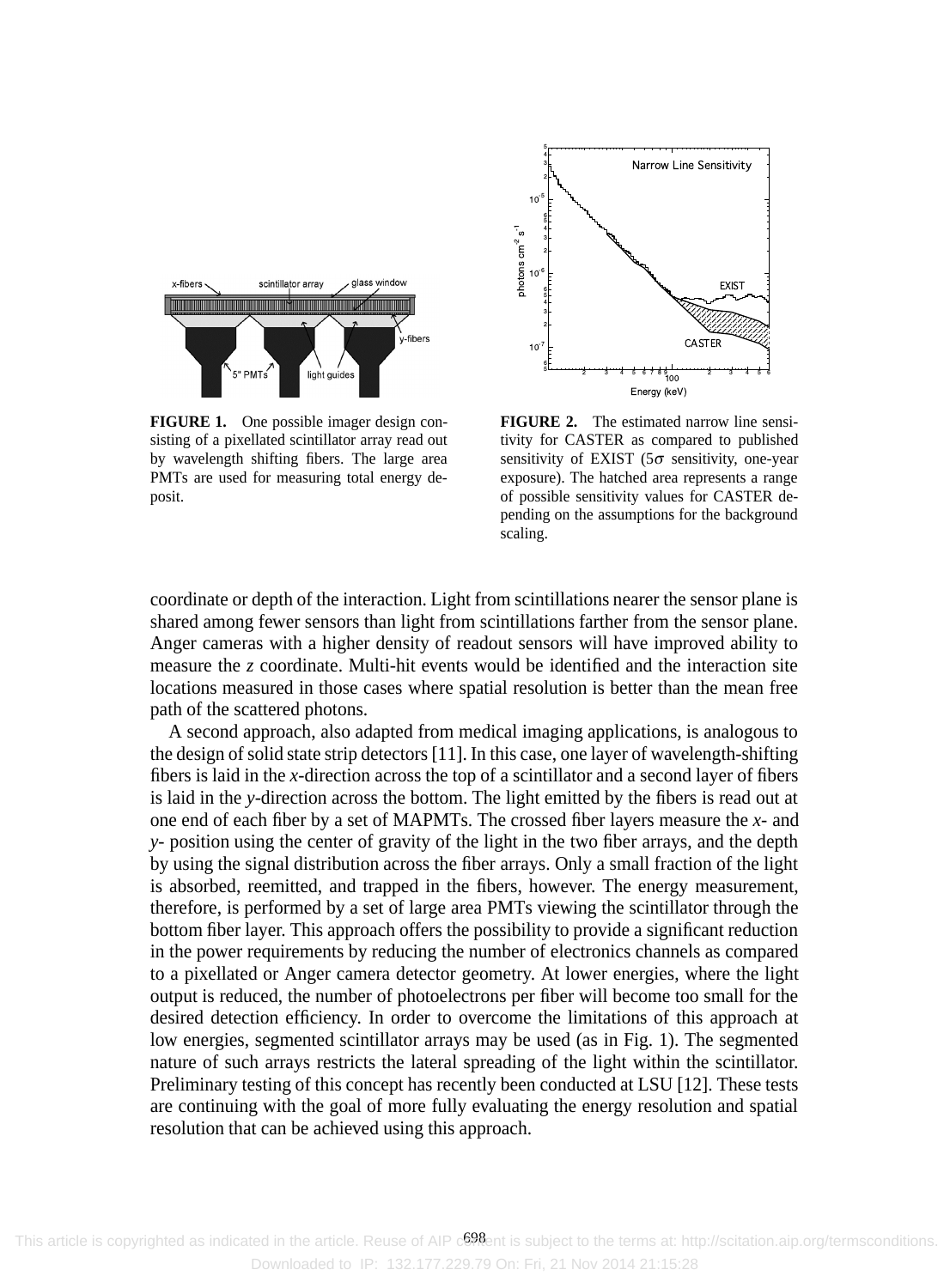x-fibers

scintillator array

glass window

y-fibers

5" PMTs

light guides

**FIGURE 1.** One possible imager design consisting of a pixellated scintillator array read out by wavelength shifting fibers. The large area PMTs are used for measuring total energy deposit.

Narrow Line Sensitivity

photons cm$^{-2}$ s$^{-1}$

$10^{-5}$

$10^{-6}$

$10^{-7}$

EXIST

CASTER

100

Energy (keV)

**FIGURE 2.** The estimated narrow line sensitivity for CASTER as compared to published sensitivity of EXIST ($5\sigma$ sensitivity, one-year exposure). The hatched area represents a range of possible sensitivity values for CASTER depending on the assumptions for the background scaling.

coordinate or depth of the interaction. Light from scintillations nearer the sensor plane is shared among fewer sensors than light from scintillations farther from the sensor plane. Anger cameras with a higher density of readout sensors will have improved ability to measure the $z$ coordinate. Multi-hit events would be identified and the interaction site locations measured in those cases where spatial resolution is better than the mean free path of the scattered photons.

A second approach, also adapted from medical imaging applications, is analogous to the design of solid state strip detectors [11]. In this case, one layer of wavelength-shifting fibers is laid in the $x$-direction across the top of a scintillator and a second layer of fibers is laid in the $y$-direction across the bottom. The light emitted by the fibers is read out at one end of each fiber by a set of MAPMTs. The crossed fiber layers measure the $x$- and $y$- position using the center of gravity of the light in the two fiber arrays, and the depth by using the signal distribution across the fiber arrays. Only a small fraction of the light is absorbed, reemitted, and trapped in the fibers, however. The energy measurement, therefore, is performed by a set of large area PMTs viewing the scintillator through the bottom fiber layer. This approach offers the possibility to provide a significant reduction in the power requirements by reducing the number of electronics channels as compared to a pixellated or Anger camera detector geometry. At lower energies, where the light output is reduced, the number of photoelectrons per fiber will become too small for the desired detection efficiency. In order to overcome the limitations of this approach at low energies, segmented scintillator arrays may be used (as in Fig. 1). The segmented nature of such arrays restricts the lateral spreading of the light within the scintillator. Preliminary testing of this concept has recently been conducted at LSU [12]. These tests are continuing with the goal of more fully evaluating the energy resolution and spatial resolution that can be achieved using this approach.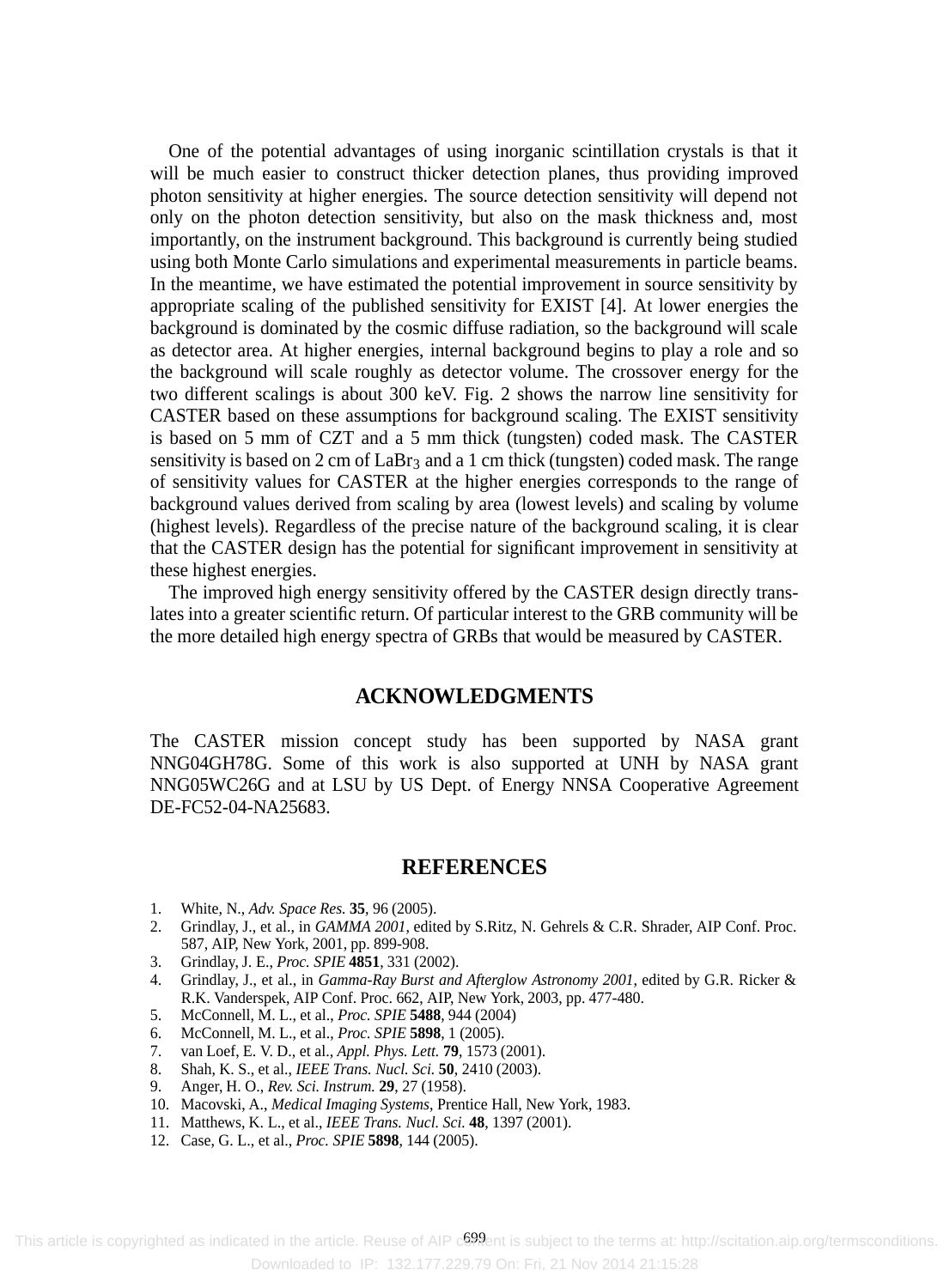One of the potential advantages of using inorganic scintillation crystals is that it will be much easier to construct thicker detection planes, thus providing improved photon sensitivity at higher energies. The source detection sensitivity will depend not only on the photon detection sensitivity, but also on the mask thickness and, most importantly, on the instrument background. This background is currently being studied using both Monte Carlo simulations and experimental measurements in particle beams. In the meantime, we have estimated the potential improvement in source sensitivity by appropriate scaling of the published sensitivity for EXIST [4]. At lower energies the background is dominated by the cosmic diffuse radiation, so the background will scale as detector area. At higher energies, internal background begins to play a role and so the background will scale roughly as detector volume. The crossover energy for the two different scalings is about 300 keV. Fig. 2 shows the narrow line sensitivity for CASTER based on these assumptions for background scaling. The EXIST sensitivity is based on 5 mm of CZT and a 5 mm thick (tungsten) coded mask. The CASTER sensitivity is based on 2 cm of $LaBr_3$ and a 1 cm thick (tungsten) coded mask. The range of sensitivity values for CASTER at the higher energies corresponds to the range of background values derived from scaling by area (lowest levels) and scaling by volume (highest levels). Regardless of the precise nature of the background scaling, it is clear that the CASTER design has the potential for significant improvement in sensitivity at these highest energies.

The improved high energy sensitivity offered by the CASTER design directly translates into a greater scientific return. Of particular interest to the GRB community will be the more detailed high energy spectra of GRBs that would be measured by CASTER.

## ACKNOWLEDGMENTS

The CASTER mission concept study has been supported by NASA grant NNG04GH78G. Some of this work is also supported at UNH by NASA grant NNG05WC26G and at LSU by US Dept. of Energy NNSA Cooperative Agreement DE-FC52-04-NA25683.

## REFERENCES

1. White, N., *Adv. Space Res.* **35**, 96 (2005).
2. Grindlay, J., et al., in *GAMMA 2001*, edited by S.Ritz, N. Gehrels & C.R. Shrader, AIP Conf. Proc. 587, AIP, New York, 2001, pp. 899-908.
3. Grindlay, J. E., *Proc. SPIE* **4851**, 331 (2002).
4. Grindlay, J., et al., in *Gamma-Ray Burst and Afterglow Astronomy 2001*, edited by G.R. Ricker & R.K. Vanderspek, AIP Conf. Proc. 662, AIP, New York, 2003, pp. 477-480.
5. McConnell, M. L., et al., *Proc. SPIE* **5488**, 944 (2004)
6. McConnell, M. L., et al., *Proc. SPIE* **5898**, 1 (2005).
7. van Loef, E. V. D., et al., *Appl. Phys. Lett.* **79**, 1573 (2001).
8. Shah, K. S., et al., *IEEE Trans. Nucl. Sci.* **50**, 2410 (2003).
9. Anger, H. O., *Rev. Sci. Instrum.* **29**, 27 (1958).
10. Macovski, A., *Medical Imaging Systems*, Prentice Hall, New York, 1983.
11. Matthews, K. L., et al., *IEEE Trans. Nucl. Sci.* **48**, 1397 (2001).
12. Case, G. L., et al., *Proc. SPIE* **5898**, 144 (2005).